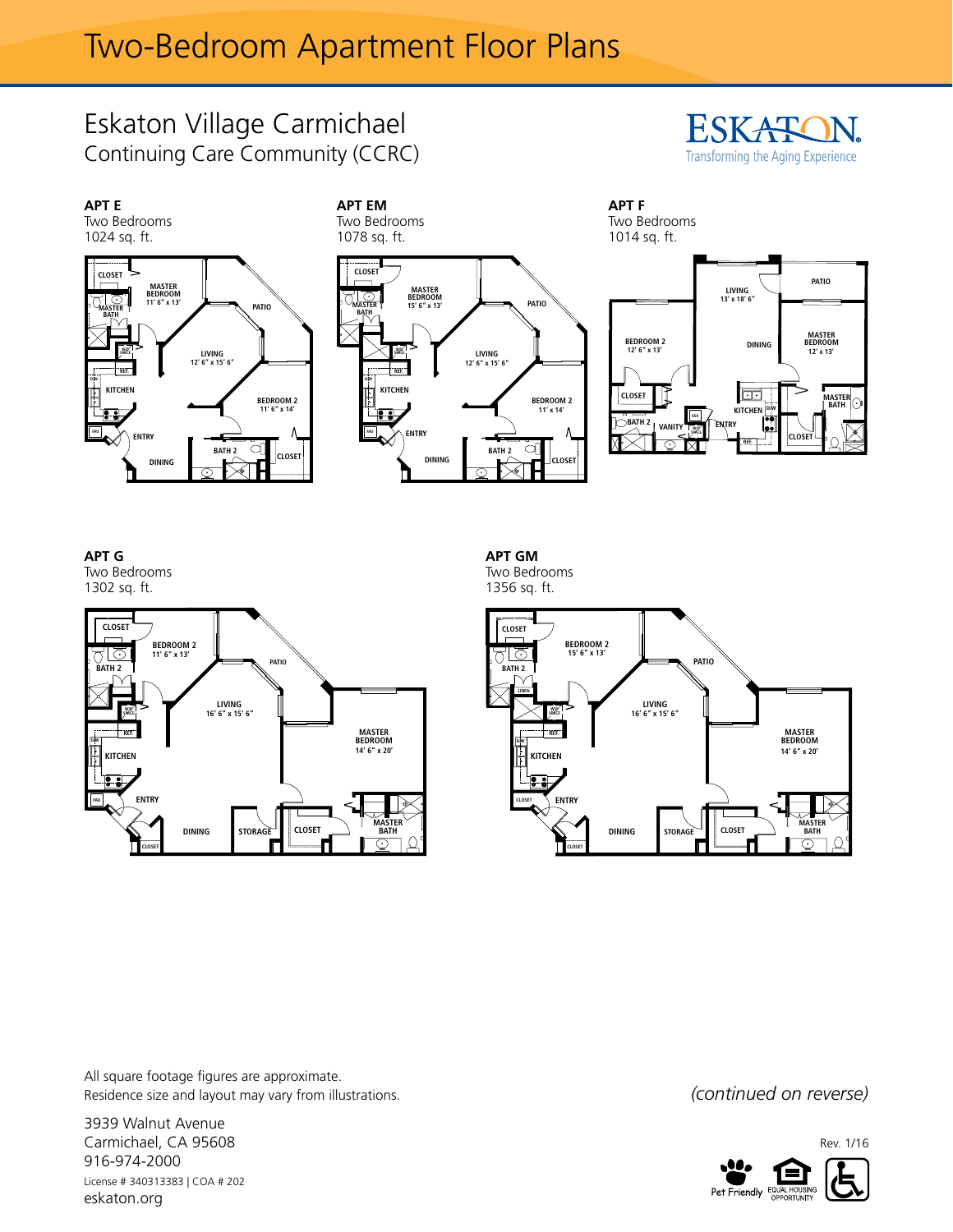# Two-Bedroom Apartment Floor Plans

## Eskaton Village Carmichael

Continuing Care Community (CCRC)

ESKATON
Transforming the Aging Experience

**APT E**
Two Bedrooms
1024 sq. ft.

CLOSET
MASTER BEDROOM 11' 6" x 13'
MASTER BATH
PATIO
LIVING 12' 6" x 15' 6"
KITCHEN
BEDROOM 2 11' 6" x 14'
ENTRY
BATH 2
CLOSET
DINING

**APT EM**
Two Bedrooms
1078 sq. ft.

CLOSET
MASTER BEDROOM 15' 6" x 13'
MASTER BATH
PATIO
LIVING 12' 6" x 15' 6"
KITCHEN
BEDROOM 2 11' x 14'
ENTRY
BATH 2
CLOSET
DINING

**APT F**
Two Bedrooms
1014 sq. ft.

LIVING 13' x 18' 6"
PATIO
BEDROOM 2 12' 6" x 13'
DINING
MASTER BEDROOM 12' x 13'
CLOSET
KITCHEN
MASTER BATH
BATH 2
VANITY
ENTRY
CLOSET

**APT G**
Two Bedrooms
1302 sq. ft.

CLOSET
BEDROOM 2 11' 6" x 13'
BATH 2
PATIO
LIVING 16' 6" x 15' 6"
MASTER BEDROOM 14' 6" x 20'
KITCHEN
ENTRY
DINING
STORAGE
CLOSET
MASTER BATH
CLOSET

**APT GM**
Two Bedrooms
1356 sq. ft.

CLOSET
BEDROOM 2 15' 6" x 13'
BATH 2
PATIO
LIVING 16' 6" x 15' 6"
MASTER BEDROOM 14' 6" x 20'
KITCHEN
CLOSET
ENTRY
DINING
STORAGE
CLOSET
MASTER BATH
CLOSET

All square footage figures are approximate.
Residence size and layout may vary from illustrations.

*(continued on reverse)*

3939 Walnut Avenue
Carmichael, CA 95608
916-974-2000
License # 340313383 | COA # 202
eskaton.org

Rev. 1/16

Pet Friendly | EQUAL HOUSING OPPORTUNITY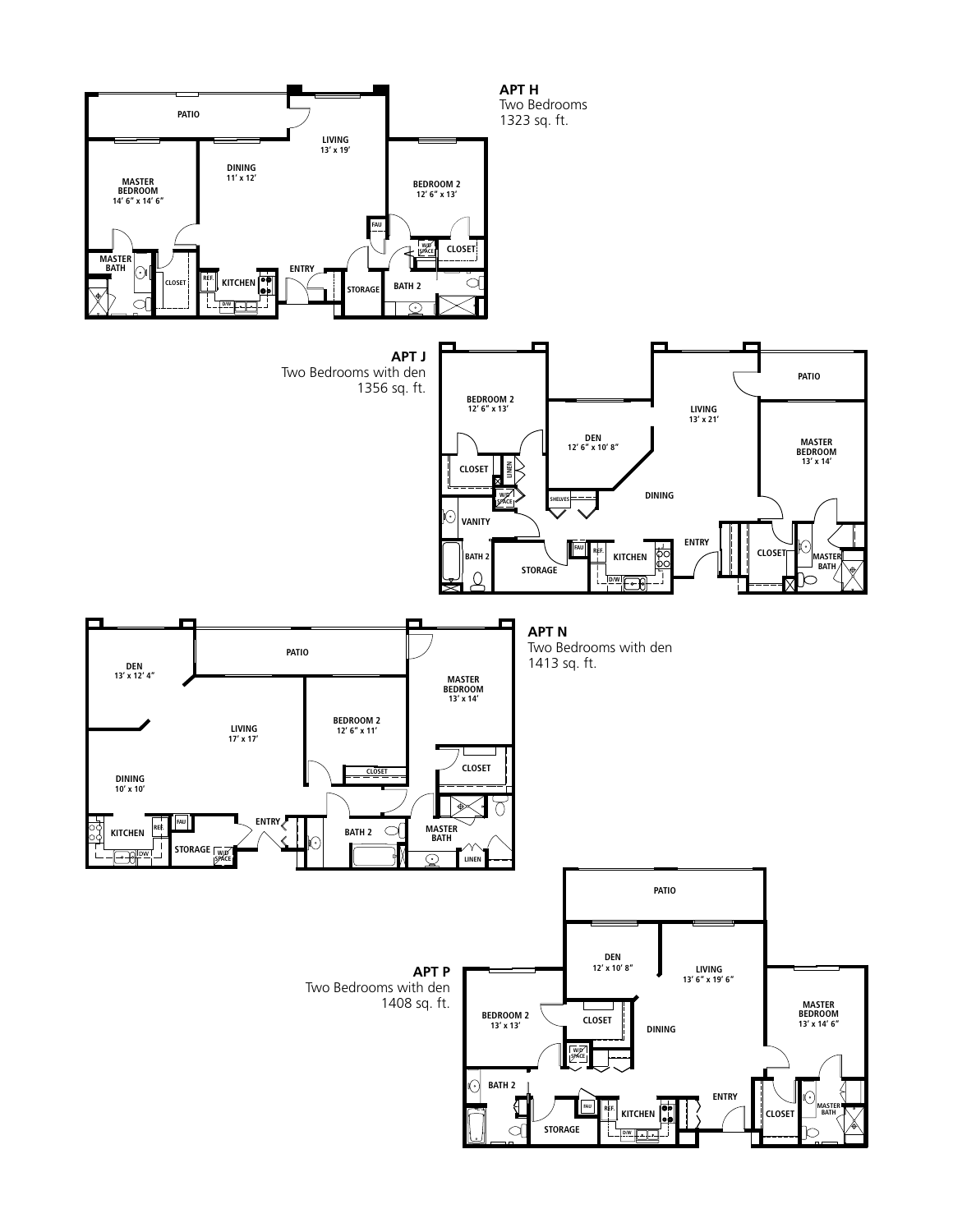## APT H
Two Bedrooms
1323 sq. ft.

PATIO

LIVING
13' x 19'

DINING
11' x 12'

MASTER BEDROOM
14' 6" x 14' 6"

BEDROOM 2
12' 6" x 13'

FAU

W/D SPACE

CLOSET

MASTER BATH

CLOSET

REF.

KITCHEN

D/W

ENTRY

STORAGE

BATH 2

## APT J
Two Bedrooms with den
1356 sq. ft.

BEDROOM 2
12' 6" x 13'

DEN
12' 6" x 10' 8"

LIVING
13' x 21'

PATIO

MASTER BEDROOM
13' x 14'

CLOSET

LINEN

W/D SPACE

SHELVES

DINING

VANITY

BATH 2

STORAGE

FAU

REF.

KITCHEN

D/W

ENTRY

CLOSET

MASTER BATH

## APT N
Two Bedrooms with den
1413 sq. ft.

DEN
13' x 12' 4"

PATIO

MASTER BEDROOM
13' x 14'

LIVING
17' x 17'

BEDROOM 2
12' 6" x 11'

DINING
10' x 10'

CLOSET

CLOSET

KITCHEN

REF.

FAU

ENTRY

STORAGE

W/D SPACE

DW

BATH 2

MASTER BATH

LINEN

## APT P
Two Bedrooms with den
1408 sq. ft.

PATIO

DEN
12' x 10' 8"

LIVING
13' 6" x 19' 6"

MASTER BEDROOM
13' x 14' 6"

BEDROOM 2
13' x 13'

CLOSET

DINING

W/D SPACE

BATH 2

FAU

REF.

KITCHEN

ENTRY

CLOSET

MASTER BATH

STORAGE

D/W